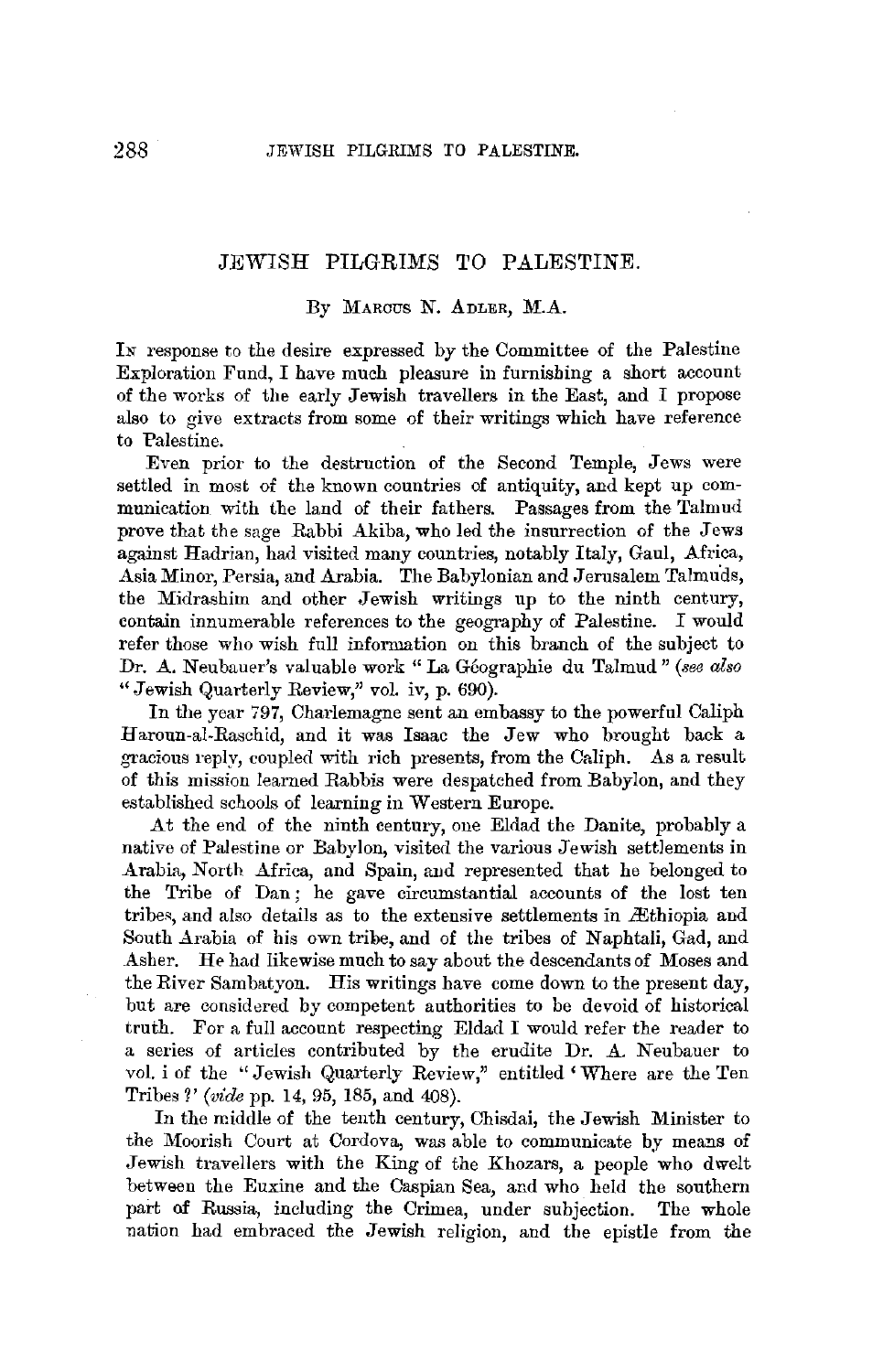# JEWISH PILGRIMS TO PALESTINE.

By Marcus N. Adler, M.A.

In response to the desire expressed by the Committee of the Palestine Exploration Fund, I have much pleasure in furnishing a short account of the works of the early Jewish travellers in the East, and I propose also to give extracts from some of their writings which have reference to Palestine.

Even prior to the destruction of the Second Temple, Jews were settled in most of the known countries of antiquity, and kept up communication with the land of their fathers. Passages from the Talmud prove that the sage Rabbi Akiba, who led the insurrection of the Jews against Hadrian, had visited many countries, notably Italy, Gaul, Africa, Asia Minor, Persia, and Arabia. The Babylonian and Jerusalem Talmuds, the Midrashim and other Jewish writings up to the ninth century, contain innumerable references to the geography of Palestine. I would refer those who wish full information on this branch of the subject to Dr. A. Neubauer's valuable work "La Géographie du Talmud" (*see also* "Jewish Quarterly Review," vol. iv, p. 690).

In the year 797, Charlemagne sent an embassy to the powerful Caliph Haroun-al-Raschid, and it was Isaac the Jew who brought back a gracious reply, coupled with rich presents, from the Caliph. As a result of this mission learned Rabbis were despatched from Babylon, and they established schools of learning in Western Europe.

At the end of the ninth century, one Eldad the Danite, probably a native of Palestine or Babylon, visited the various Jewish settlements in Arabia, North Africa, and Spain, and represented that he belonged to the Tribe of Dan; he gave circumstantial accounts of the lost ten tribes, and also details as to the extensive settlements in Æthiopia and South Arabia of his own tribe, and of the tribes of Naphtali, Gad, and Asher. He had likewise much to say about the descendants of Moses and the River Sambatyon. His writings have come down to the present day, but are considered by competent authorities to be devoid of historical truth. For a full account respecting Eldad I would refer the reader to a series of articles contributed by the erudite Dr. A. Neubauer to vol. i of the "Jewish Quarterly Review," entitled 'Where are the Ten Tribes?' (*vide* pp. 14, 95, 185, and 408).

In the middle of the tenth century, Chisdai, the Jewish Minister to the Moorish Court at Cordova, was able to communicate by means of Jewish travellers with the King of the Khozars, a people who dwelt between the Euxine and the Caspian Sea, and who held the southern part of Russia, including the Crimea, under subjection. The whole nation had embraced the Jewish religion, and the epistle from the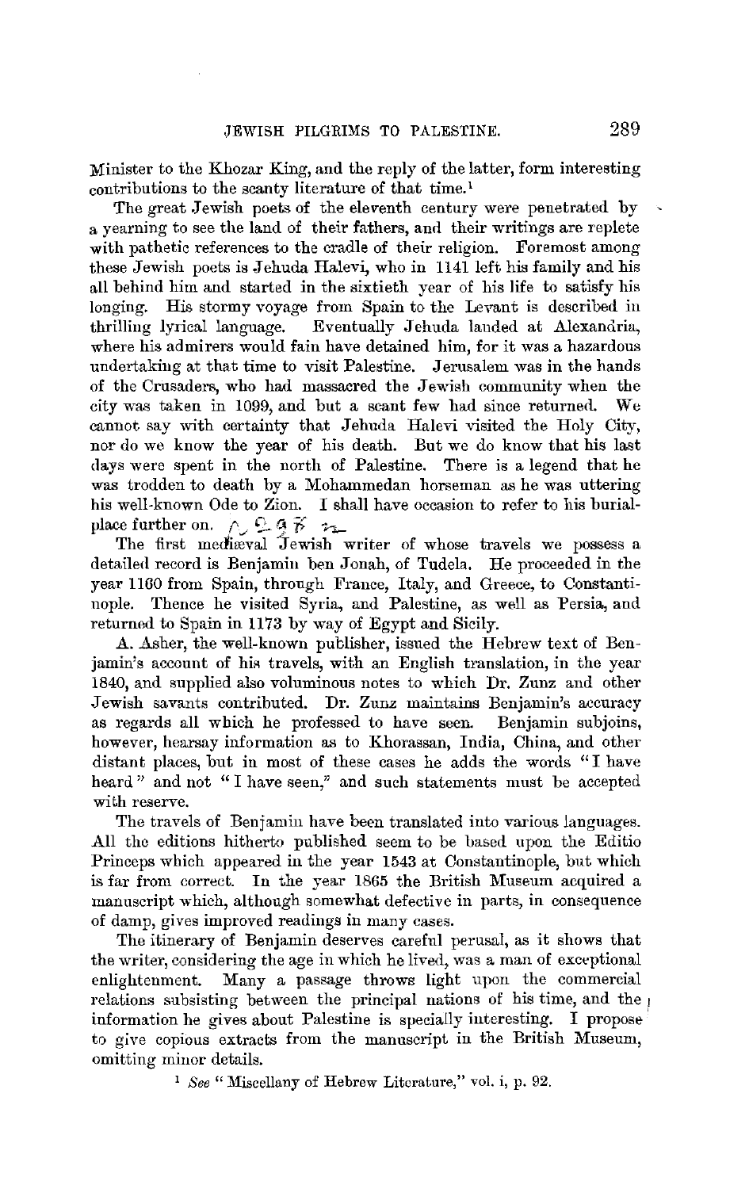Minister to the Khozar King, and the reply of the latter, form interesting contributions to the scanty literature of that time.[1]

The great Jewish poets of the eleventh century were penetrated by a yearning to see the land of their fathers, and their writings are replete with pathetic references to the cradle of their religion. Foremost among these Jewish poets is Jehuda Halevi, who in 1141 left his family and his all behind him and started in the sixtieth year of his life to satisfy his longing. His stormy voyage from Spain to the Levant is described in thrilling lyrical language. Eventually Jehuda landed at Alexandria, where his admirers would fain have detained him, for it was a hazardous undertaking at that time to visit Palestine. Jerusalem was in the hands of the Crusaders, who had massacred the Jewish community when the city was taken in 1099, and but a scant few had since returned. We cannot say with certainty that Jehuda Halevi visited the Holy City, nor do we know the year of his death. But we do know that his last days were spent in the north of Palestine. There is a legend that he was trodden to death by a Mohammedan horseman as he was uttering his well-known Ode to Zion. I shall have occasion to refer to his burial-place further on.

The first mediæval Jewish writer of whose travels we possess a detailed record is Benjamin ben Jonah, of Tudela. He proceeded in the year 1160 from Spain, through France, Italy, and Greece, to Constantinople. Thence he visited Syria, and Palestine, as well as Persia, and returned to Spain in 1173 by way of Egypt and Sicily.

A. Asher, the well-known publisher, issued the Hebrew text of Benjamin's account of his travels, with an English translation, in the year 1840, and supplied also voluminous notes to which Dr. Zunz and other Jewish savants contributed. Dr. Zunz maintains Benjamin's accuracy as regards all which he professed to have seen. Benjamin subjoins, however, hearsay information as to Khorassan, India, China, and other distant places, but in most of these cases he adds the words "I have heard" and not "I have seen," and such statements must be accepted with reserve.

The travels of Benjamin have been translated into various languages. All the editions hitherto published seem to be based upon the Editio Princeps which appeared in the year 1543 at Constantinople, but which is far from correct. In the year 1865 the British Museum acquired a manuscript which, although somewhat defective in parts, in consequence of damp, gives improved readings in many cases.

The itinerary of Benjamin deserves careful perusal, as it shows that the writer, considering the age in which he lived, was a man of exceptional enlightenment. Many a passage throws light upon the commercial relations subsisting between the principal nations of his time, and the information he gives about Palestine is specially interesting. I propose to give copious extracts from the manuscript in the British Museum, omitting minor details.

[1] *See* "Miscellany of Hebrew Literature," vol. i, p. 92.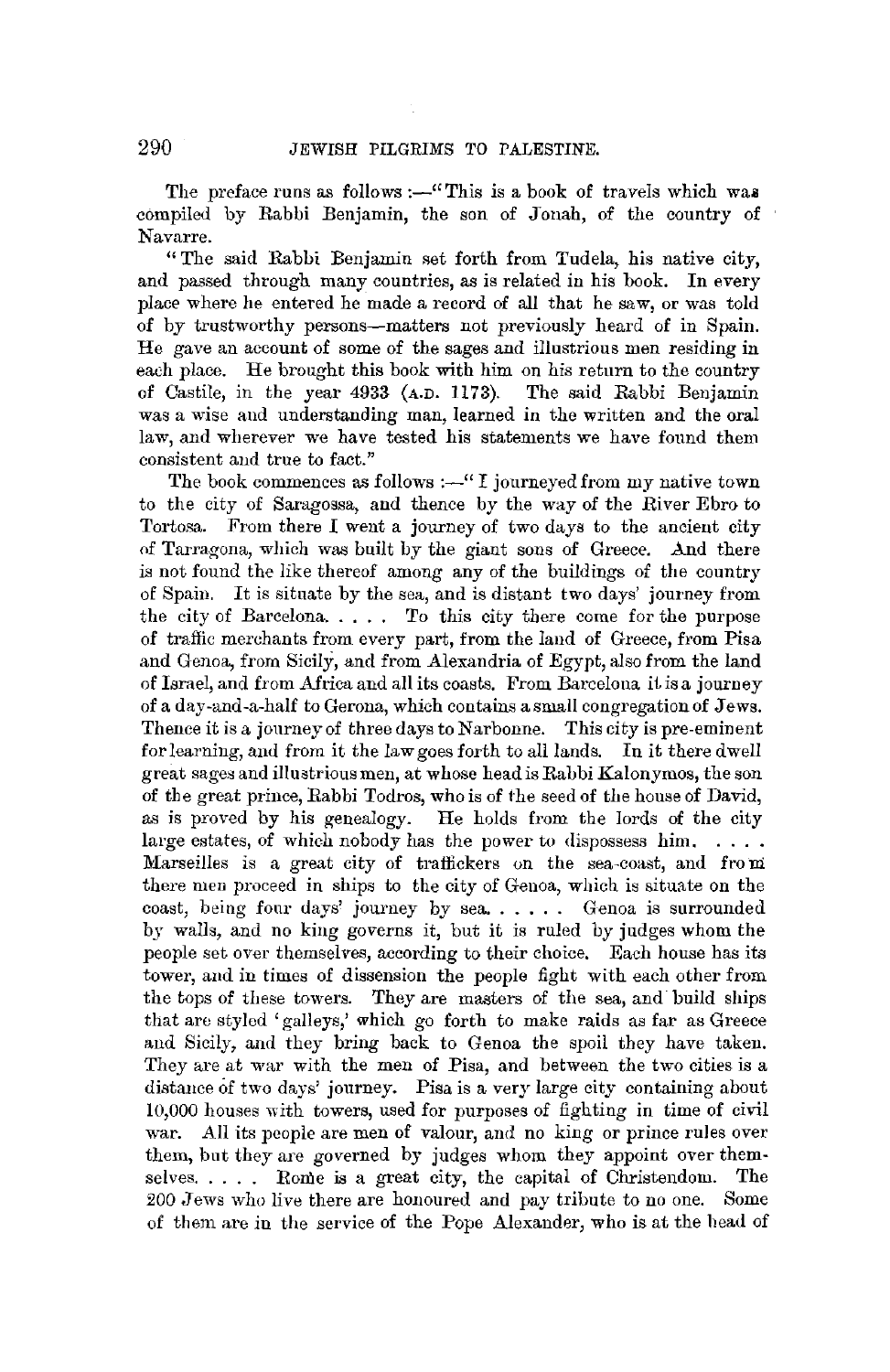The preface runs as follows :—"This is a book of travels which was compiled by Rabbi Benjamin, the son of Jonah, of the country of Navarre.

"The said Rabbi Benjamin set forth from Tudela, his native city, and passed through many countries, as is related in his book. In every place where he entered he made a record of all that he saw, or was told of by trustworthy persons—matters not previously heard of in Spain. He gave an account of some of the sages and illustrious men residing in each place. He brought this book with him on his return to the country of Castile, in the year 4933 (A.D. 1173). The said Rabbi Benjamin was a wise and understanding man, learned in the written and the oral law, and wherever we have tested his statements we have found them consistent and true to fact."

The book commences as follows :—"I journeyed from my native town to the city of Saragossa, and thence by the way of the River Ebro to Tortosa. From there I went a journey of two days to the ancient city of Tarragona, which was built by the giant sons of Greece. And there is not found the like thereof among any of the buildings of the country of Spain. It is situate by the sea, and is distant two days' journey from the city of Barcelona. . . . . To this city there come for the purpose of traffic merchants from every part, from the land of Greece, from Pisa and Genoa, from Sicily, and from Alexandria of Egypt, also from the land of Israel, and from Africa and all its coasts. From Barcelona it is a journey of a day-and-a-half to Gerona, which contains a small congregation of Jews. Thence it is a journey of three days to Narbonne. This city is pre-eminent for learning, and from it the law goes forth to all lands. In it there dwell great sages and illustrious men, at whose head is Rabbi Kalonymos, the son of the great prince, Rabbi Todros, who is of the seed of the house of David, as is proved by his genealogy. He holds from the lords of the city large estates, of which nobody has the power to dispossess him. . . . . Marseilles is a great city of traffickers on the sea-coast, and from there men proceed in ships to the city of Genoa, which is situate on the coast, being four days' journey by sea. . . . . . Genoa is surrounded by walls, and no king governs it, but it is ruled by judges whom the people set over themselves, according to their choice. Each house has its tower, and in times of dissension the people fight with each other from the tops of these towers. They are masters of the sea, and build ships that are styled 'galleys,' which go forth to make raids as far as Greece and Sicily, and they bring back to Genoa the spoil they have taken. They are at war with the men of Pisa, and between the two cities is a distance of two days' journey. Pisa is a very large city containing about 10,000 houses with towers, used for purposes of fighting in time of civil war. All its people are men of valour, and no king or prince rules over them, but they are governed by judges whom they appoint over themselves. . . . . Rome is a great city, the capital of Christendom. The 200 Jews who live there are honoured and pay tribute to no one. Some of them are in the service of the Pope Alexander, who is at the head of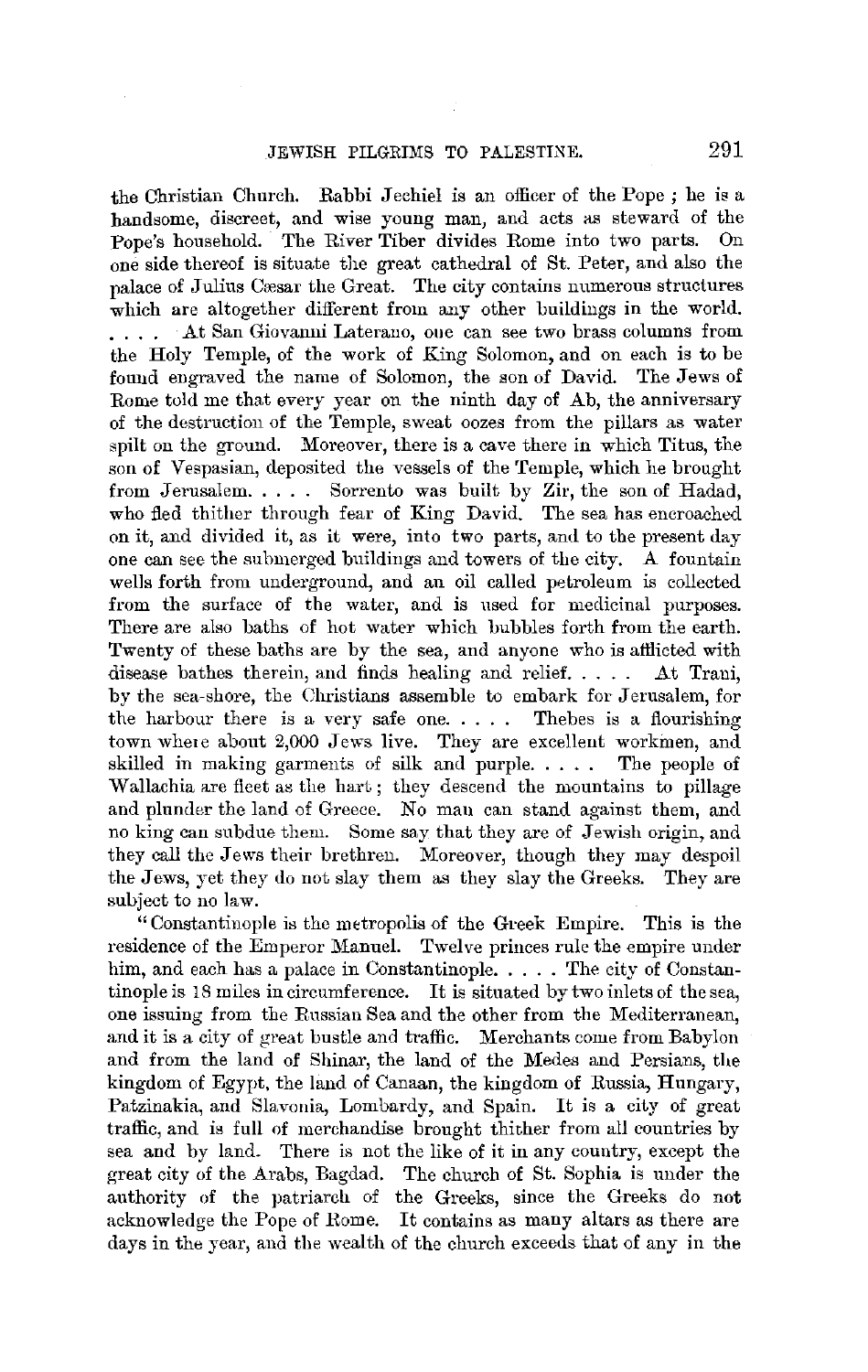the Christian Church. Rabbi Jechiel is an officer of the Pope ; he is a handsome, discreet, and wise young man, and acts as steward of the Pope's household. The River Tiber divides Rome into two parts. On one side thereof is situate the great cathedral of St. Peter, and also the palace of Julius Cæsar the Great. The city contains numerous structures which are altogether different from any other buildings in the world. . . . . At San Giovanni Laterano, one can see two brass columns from the Holy Temple, of the work of King Solomon, and on each is to be found engraved the name of Solomon, the son of David. The Jews of Rome told me that every year on the ninth day of Ab, the anniversary of the destruction of the Temple, sweat oozes from the pillars as water spilt on the ground. Moreover, there is a cave there in which Titus, the son of Vespasian, deposited the vessels of the Temple, which he brought from Jerusalem. . . . . Sorrento was built by Zir, the son of Hadad, who fled thither through fear of King David. The sea has encroached on it, and divided it, as it were, into two parts, and to the present day one can see the submerged buildings and towers of the city. A fountain wells forth from underground, and an oil called petroleum is collected from the surface of the water, and is used for medicinal purposes. There are also baths of hot water which bubbles forth from the earth. Twenty of these baths are by the sea, and anyone who is afflicted with disease bathes therein, and finds healing and relief. . . . . At Trani, by the sea-shore, the Christians assemble to embark for Jerusalem, for the harbour there is a very safe one. . . . . Thebes is a flourishing town where about 2,000 Jews live. They are excellent workmen, and skilled in making garments of silk and purple. . . . . The people of Wallachia are fleet as the hart; they descend the mountains to pillage and plunder the land of Greece. No man can stand against them, and no king can subdue them. Some say that they are of Jewish origin, and they call the Jews their brethren. Moreover, though they may despoil the Jews, yet they do not slay them as they slay the Greeks. They are subject to no law.

"Constantinople is the metropolis of the Greek Empire. This is the residence of the Emperor Manuel. Twelve princes rule the empire under him, and each has a palace in Constantinople. . . . . The city of Constantinople is 18 miles in circumference. It is situated by two inlets of the sea, one issuing from the Russian Sea and the other from the Mediterranean, and it is a city of great bustle and traffic. Merchants come from Babylon and from the land of Shinar, the land of the Medes and Persians, the kingdom of Egypt, the land of Canaan, the kingdom of Russia, Hungary, Patzinakia, and Slavonia, Lombardy, and Spain. It is a city of great traffic, and is full of merchandise brought thither from all countries by sea and by land. There is not the like of it in any country, except the great city of the Arabs, Bagdad. The church of St. Sophia is under the authority of the patriarch of the Greeks, since the Greeks do not acknowledge the Pope of Rome. It contains as many altars as there are days in the year, and the wealth of the church exceeds that of any in the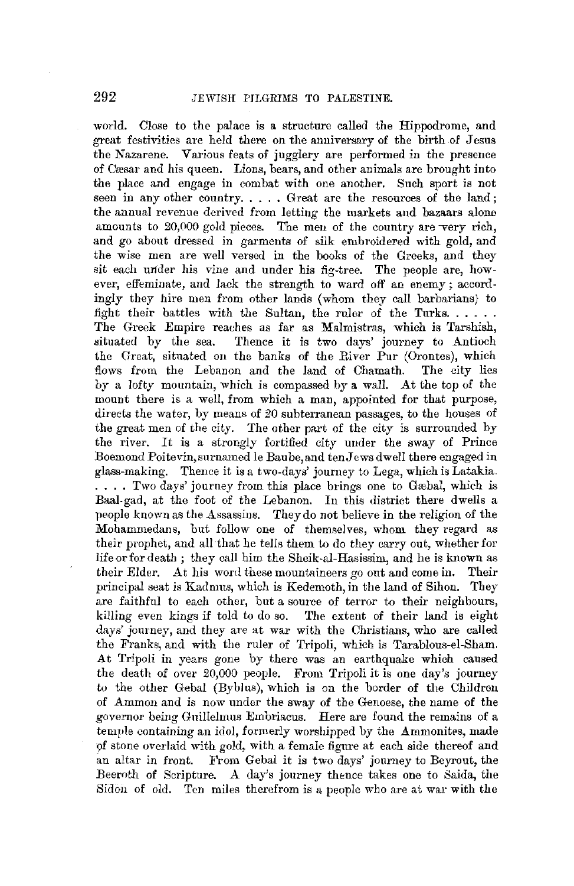world. Close to the palace is a structure called the Hippodrome, and great festivities are held there on the anniversary of the birth of Jesus the Nazarene. Various feats of jugglery are performed in the presence of Cæsar and his queen. Lions, bears, and other animals are brought into the place and engage in combat with one another. Such sport is not seen in any other country. . . . . Great are the resources of the land; the annual revenue derived from letting the markets and bazaars alone amounts to 20,000 gold pieces. The men of the country are very rich, and go about dressed in garments of silk embroidered with gold, and the wise men are well versed in the books of the Greeks, and they sit each under his vine and under his fig-tree. The people are, however, effeminate, and lack the strength to ward off an enemy; accordingly they hire men from other lands (whom they call barbarians) to fight their battles with the Sultan, the ruler of the Turks. . . . . . The Greek Empire reaches as far as Malmistras, which is Tarshish, situated by the sea. Thence it is two days' journey to Antioch the Great, situated on the banks of the River Pur (Orontes), which flows from the Lebanon and the land of Chamath. The city lies by a lofty mountain, which is compassed by a wall. At the top of the mount there is a well, from which a man, appointed for that purpose, directs the water, by means of 20 subterranean passages, to the houses of the great men of the city. The other part of the city is surrounded by the river. It is a strongly fortified city under the sway of Prince Boemond Poitevin, surnamed le Baube, and ten Jews dwell there engaged in glass-making. Thence it is a two-days' journey to Lega, which is Latakia. . . . . Two days' journey from this place brings one to Gæbal, which is Baal-gad, at the foot of the Lebanon. In this district there dwells a people known as the Assassins. They do not believe in the religion of the Mohammedans, but follow one of themselves, whom they regard as their prophet, and all that he tells them to do they carry out, whether for life or for death; they call him the Sheik-al-Hasissim, and he is known as their Elder. At his word these mountaineers go out and come in. Their principal seat is Kadmus, which is Kedemoth, in the land of Sihon. They are faithful to each other, but a source of terror to their neighbours, killing even kings if told to do so. The extent of their land is eight days' journey, and they are at war with the Christians, who are called the Franks, and with the ruler of Tripoli, which is Tarablous-el-Sham. At Tripoli in years gone by there was an earthquake which caused the death of over 20,000 people. From Tripoli it is one day's journey to the other Gebal (Byblus), which is on the border of the Children of Ammon and is now under the sway of the Genoese, the name of the governor being Guillelmus Embriacus. Here are found the remains of a temple containing an idol, formerly worshipped by the Ammonites, made of stone overlaid with gold, with a female figure at each side thereof and an altar in front. From Gebal it is two days' journey to Beyrout, the Beeroth of Scripture. A day's journey thence takes one to Saida, the Sidon of old. Ten miles therefrom is a people who are at war with the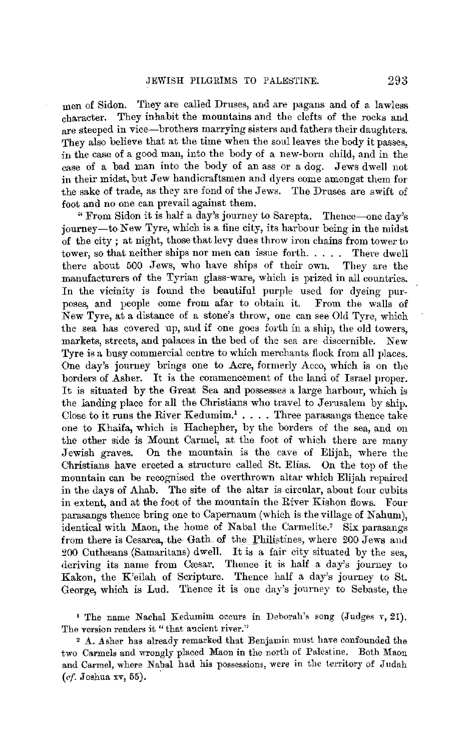men of Sidon. They are called Druses, and are pagans and of a lawless character. They inhabit the mountains and the clefts of the rocks and are steeped in vice—brothers marrying sisters and fathers their daughters. They also believe that at the time when the soul leaves the body it passes, in the case of a good man, into the body of a new-born child, and in the case of a bad man into the body of an ass or a dog. Jews dwell not in their midst, but Jew handicraftsmen and dyers come amongst them for the sake of trade, as they are fond of the Jews. The Druses are swift of foot and no one can prevail against them.

"From Sidon it is half a day's journey to Sarepta. Thence—one day's journey—to New Tyre, which is a fine city, its harbour being in the midst of the city; at night, those that levy dues throw iron chains from tower to tower, so that neither ships nor men can issue forth. . . . . There dwell there about 500 Jews, who have ships of their own. They are the manufacturers of the Tyrian glass-ware, which is prized in all countries. In the vicinity is found the beautiful purple used for dyeing purposes, and people come from afar to obtain it. From the walls of New Tyre, at a distance of a stone's throw, one can see Old Tyre, which the sea has covered up, and if one goes forth in a ship, the old towers, markets, streets, and palaces in the bed of the sea are discernible. New Tyre is a busy commercial centre to which merchants flock from all places. One day's journey brings one to Acre, formerly Acco, which is on the borders of Asher. It is the commencement of the land of Israel proper. It is situated by the Great Sea and possesses a large harbour, which is the landing place for all the Christians who travel to Jerusalem by ship. Close to it runs the River Kedumim.[1] . . . . Three parasangs thence take one to Khaifa, which is Hachepher, by the borders of the sea, and on the other side is Mount Carmel, at the foot of which there are many Jewish graves. On the mountain is the cave of Elijah, where the Christians have erected a structure called St. Elias. On the top of the mountain can be recognised the overthrown altar which Elijah repaired in the days of Ahab. The site of the altar is circular, about four cubits in extent, and at the foot of the mountain the River Kishon flows. Four parasangs thence bring one to Capernaum (which is the village of Nahum), identical with Maon, the home of Nabal the Carmelite.[2] Six parasangs from there is Cesarea, the Gath of the Philistines, where 200 Jews and 200 Cuthæans (Samaritans) dwell. It is a fair city situated by the sea, deriving its name from Cæsar. Thence it is half a day's journey to Kakon, the K'eilah of Scripture. Thence half a day's journey to St. George, which is Lud. Thence it is one day's journey to Sebaste, the

[1] The name Nachal Kedumim occurs in Deborah's song (Judges v, 21). The version renders it "that ancient river."

[2] A. Asher has already remarked that Benjamin must have confounded the two Carmels and wrongly placed Maon in the north of Palestine. Both Maon and Carmel, where Nabal had his possessions, were in the territory of Judah (*cf.* Joshua xv, 55).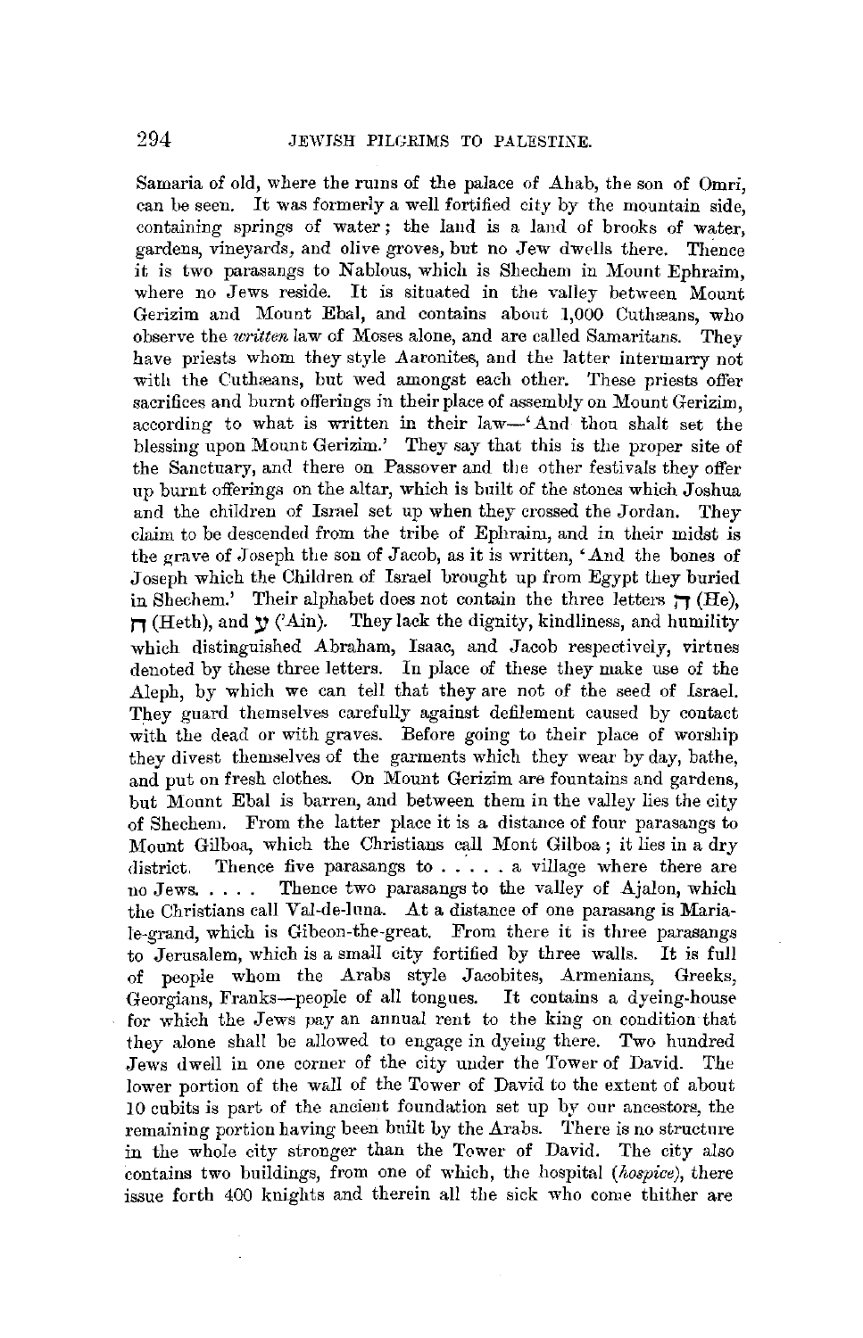Samaria of old, where the ruins of the palace of Ahab, the son of Omri, can be seen. It was formerly a well fortified city by the mountain side, containing springs of water; the land is a land of brooks of water, gardens, vineyards, and olive groves, but no Jew dwells there. Thence it is two parasangs to Nablous, which is Shechem in Mount Ephraim, where no Jews reside. It is situated in the valley between Mount Gerizim and Mount Ebal, and contains about 1,000 Cuthæans, who observe the *written* law of Moses alone, and are called Samaritans. They have priests whom they style Aaronites, and the latter intermarry not with the Cuthæans, but wed amongst each other. These priests offer sacrifices and burnt offerings in their place of assembly on Mount Gerizim, according to what is written in their law—'And thou shalt set the blessing upon Mount Gerizim.' They say that this is the proper site of the Sanctuary, and there on Passover and the other festivals they offer up burnt offerings on the altar, which is built of the stones which Joshua and the children of Israel set up when they crossed the Jordan. They claim to be descended from the tribe of Ephraim, and in their midst is the grave of Joseph the son of Jacob, as it is written, 'And the bones of Joseph which the Children of Israel brought up from Egypt they buried in Shechem.' Their alphabet does not contain the three letters ה (He), ח (Heth), and ע ('Ain). They lack the dignity, kindliness, and humility which distinguished Abraham, Isaac, and Jacob respectively, virtues denoted by these three letters. In place of these they make use of the Aleph, by which we can tell that they are not of the seed of Israel. They guard themselves carefully against defilement caused by contact with the dead or with graves. Before going to their place of worship they divest themselves of the garments which they wear by day, bathe, and put on fresh clothes. On Mount Gerizim are fountains and gardens, but Mount Ebal is barren, and between them in the valley lies the city of Shechem. From the latter place it is a distance of four parasangs to Mount Gilboa, which the Christians call Mont Gilboa; it lies in a dry district. Thence five parasangs to . . . . . a village where there are no Jews. . . . . Thence two parasangs to the valley of Ajalon, which the Christians call Val-de-luna. At a distance of one parasang is Maria-le-grand, which is Gibeon-the-great. From there it is three parasangs to Jerusalem, which is a small city fortified by three walls. It is full of people whom the Arabs style Jacobites, Armenians, Greeks, Georgians, Franks—people of all tongues. It contains a dyeing-house for which the Jews pay an annual rent to the king on condition that they alone shall be allowed to engage in dyeing there. Two hundred Jews dwell in one corner of the city under the Tower of David. The lower portion of the wall of the Tower of David to the extent of about 10 cubits is part of the ancient foundation set up by our ancestors, the remaining portion having been built by the Arabs. There is no structure in the whole city stronger than the Tower of David. The city also contains two buildings, from one of which, the hospital (*hospice*), there issue forth 400 knights and therein all the sick who come thither are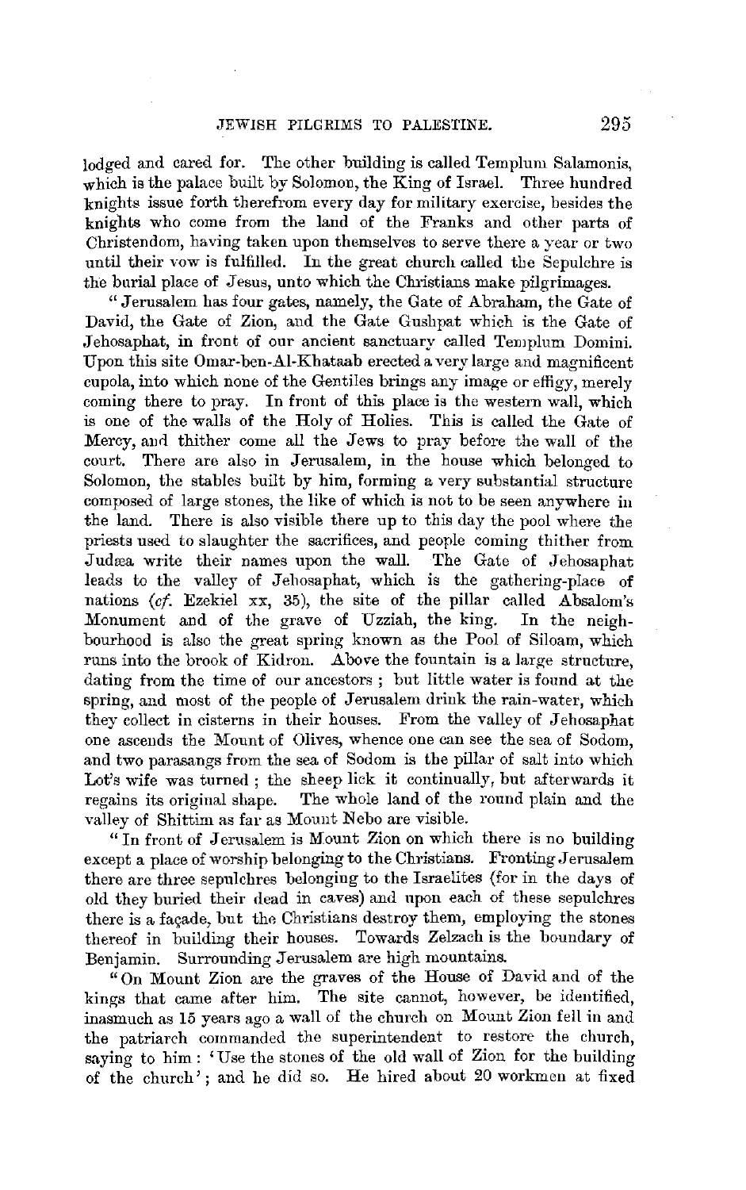lodged and cared for. The other building is called Templum Salamonis, which is the palace built by Solomon, the King of Israel. Three hundred knights issue forth therefrom every day for military exercise, besides the knights who come from the land of the Franks and other parts of Christendom, having taken upon themselves to serve there a year or two until their vow is fulfilled. In the great church called the Sepulchre is the burial place of Jesus, unto which the Christians make pilgrimages.

"Jerusalem has four gates, namely, the Gate of Abraham, the Gate of David, the Gate of Zion, and the Gate Gushpat which is the Gate of Jehosaphat, in front of our ancient sanctuary called Templum Domini. Upon this site Omar-ben-Al-Khataab erected a very large and magnificent cupola, into which none of the Gentiles brings any image or effigy, merely coming there to pray. In front of this place is the western wall, which is one of the walls of the Holy of Holies. This is called the Gate of Mercy, and thither come all the Jews to pray before the wall of the court. There are also in Jerusalem, in the house which belonged to Solomon, the stables built by him, forming a very substantial structure composed of large stones, the like of which is not to be seen anywhere in the land. There is also visible there up to this day the pool where the priests used to slaughter the sacrifices, and people coming thither from Judæa write their names upon the wall. The Gate of Jehosaphat leads to the valley of Jehosaphat, which is the gathering-place of nations (*cf.* Ezekiel xx, 35), the site of the pillar called Absalom's Monument and of the grave of Uzziah, the king. In the neighbourhood is also the great spring known as the Pool of Siloam, which runs into the brook of Kidron. Above the fountain is a large structure, dating from the time of our ancestors; but little water is found at the spring, and most of the people of Jerusalem drink the rain-water, which they collect in cisterns in their houses. From the valley of Jehosaphat one ascends the Mount of Olives, whence one can see the sea of Sodom, and two parasangs from the sea of Sodom is the pillar of salt into which Lot's wife was turned; the sheep lick it continually, but afterwards it regains its original shape. The whole land of the round plain and the valley of Shittim as far as Mount Nebo are visible.

"In front of Jerusalem is Mount Zion on which there is no building except a place of worship belonging to the Christians. Fronting Jerusalem there are three sepulchres belonging to the Israelites (for in the days of old they buried their dead in caves) and upon each of these sepulchres there is a façade, but the Christians destroy them, employing the stones thereof in building their houses. Towards Zelzach is the boundary of Benjamin. Surrounding Jerusalem are high mountains.

"On Mount Zion are the graves of the House of David and of the kings that came after him. The site cannot, however, be identified, inasmuch as 15 years ago a wall of the church on Mount Zion fell in and the patriarch commanded the superintendent to restore the church, saying to him: 'Use the stones of the old wall of Zion for the building of the church'; and he did so. He hired about 20 workmen at fixed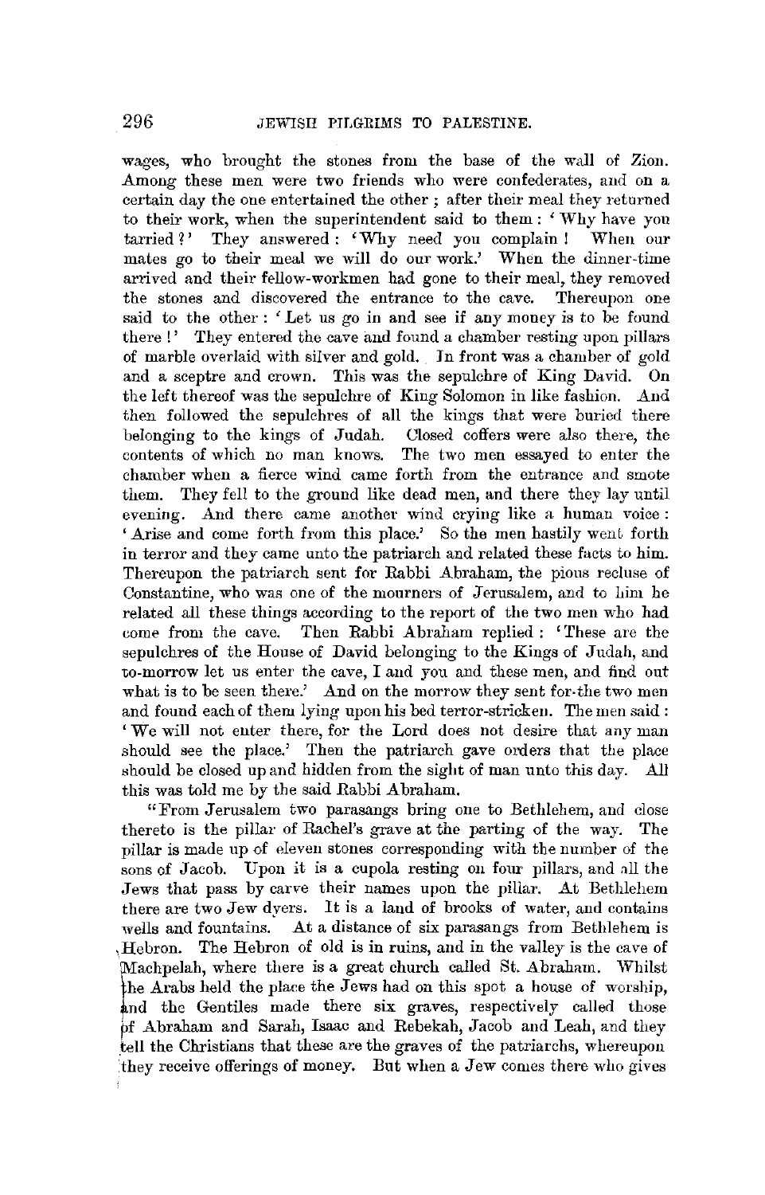wages, who brought the stones from the base of the wall of Zion. Among these men were two friends who were confederates, and on a certain day the one entertained the other; after their meal they returned to their work, when the superintendent said to them: 'Why have you tarried?' They answered: 'Why need you complain! When our mates go to their meal we will do our work.' When the dinner-time arrived and their fellow-workmen had gone to their meal, they removed the stones and discovered the entrance to the cave. Thereupon one said to the other: 'Let us go in and see if any money is to be found there!' They entered the cave and found a chamber resting upon pillars of marble overlaid with silver and gold. In front was a chamber of gold and a sceptre and crown. This was the sepulchre of King David. On the left thereof was the sepulchre of King Solomon in like fashion. And then followed the sepulchres of all the kings that were buried there belonging to the kings of Judah. Closed coffers were also there, the contents of which no man knows. The two men essayed to enter the chamber when a fierce wind came forth from the entrance and smote them. They fell to the ground like dead men, and there they lay until evening. And there came another wind crying like a human voice: 'Arise and come forth from this place.' So the men hastily went forth in terror and they came unto the patriarch and related these facts to him. Thereupon the patriarch sent for Rabbi Abraham, the pious recluse of Constantine, who was one of the mourners of Jerusalem, and to him he related all these things according to the report of the two men who had come from the cave. Then Rabbi Abraham replied: 'These are the sepulchres of the House of David belonging to the Kings of Judah, and to-morrow let us enter the cave, I and you and these men, and find out what is to be seen there.' And on the morrow they sent for the two men and found each of them lying upon his bed terror-stricken. The men said: 'We will not enter there, for the Lord does not desire that any man should see the place.' Then the patriarch gave orders that the place should be closed up and hidden from the sight of man unto this day. All this was told me by the said Rabbi Abraham.

"From Jerusalem two parasangs bring one to Bethlehem, and close thereto is the pillar of Rachel's grave at the parting of the way. The pillar is made up of eleven stones corresponding with the number of the sons of Jacob. Upon it is a cupola resting on four pillars, and all the Jews that pass by carve their names upon the pillar. At Bethlehem there are two Jew dyers. It is a land of brooks of water, and contains wells and fountains. At a distance of six parasangs from Bethlehem is Hebron. The Hebron of old is in ruins, and in the valley is the cave of Machpelah, where there is a great church called St. Abraham. Whilst the Arabs held the place the Jews had on this spot a house of worship, and the Gentiles made there six graves, respectively called those of Abraham and Sarah, Isaac and Rebekah, Jacob and Leah, and they tell the Christians that these are the graves of the patriarchs, whereupon they receive offerings of money. But when a Jew comes there who gives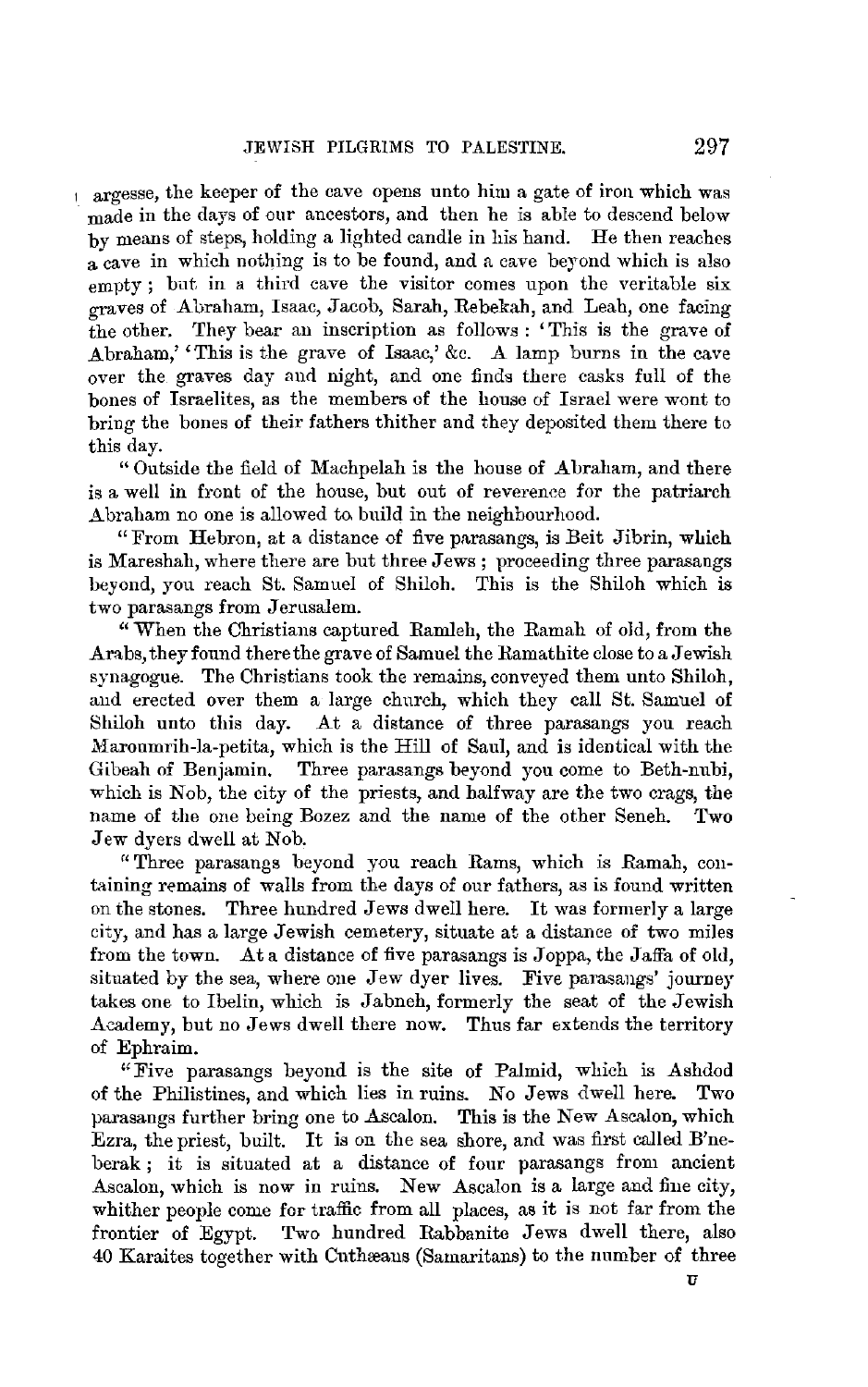argesse, the keeper of the cave opens unto him a gate of iron which was made in the days of our ancestors, and then he is able to descend below by means of steps, holding a lighted candle in his hand. He then reaches a cave in which nothing is to be found, and a cave beyond which is also empty; but in a third cave the visitor comes upon the veritable six graves of Abraham, Isaac, Jacob, Sarah, Rebekah, and Leah, one facing the other. They bear an inscription as follows: 'This is the grave of Abraham,' 'This is the grave of Isaac,' &c. A lamp burns in the cave over the graves day and night, and one finds there casks full of the bones of Israelites, as the members of the house of Israel were wont to bring the bones of their fathers thither and they deposited them there to this day.

"Outside the field of Machpelah is the house of Abraham, and there is a well in front of the house, but out of reverence for the patriarch Abraham no one is allowed to build in the neighbourhood.

"From Hebron, at a distance of five parasangs, is Beit Jibrin, which is Mareshah, where there are but three Jews; proceeding three parasangs beyond, you reach St. Samuel of Shiloh. This is the Shiloh which is two parasangs from Jerusalem.

"When the Christians captured Ramleh, the Ramah of old, from the Arabs, they found there the grave of Samuel the Ramathite close to a Jewish synagogue. The Christians took the remains, conveyed them unto Shiloh, and erected over them a large church, which they call St. Samuel of Shiloh unto this day. At a distance of three parasangs you reach Maroumrih-la-petita, which is the Hill of Saul, and is identical with the Gibeah of Benjamin. Three parasangs beyond you come to Beth-nubi, which is Nob, the city of the priests, and halfway are the two crags, the name of the one being Bozez and the name of the other Seneh. Two Jew dyers dwell at Nob.

"Three parasangs beyond you reach Rams, which is Ramah, containing remains of walls from the days of our fathers, as is found written on the stones. Three hundred Jews dwell here. It was formerly a large city, and has a large Jewish cemetery, situate at a distance of two miles from the town. At a distance of five parasangs is Joppa, the Jaffa of old, situated by the sea, where one Jew dyer lives. Five parasangs' journey takes one to Ibelin, which is Jabneh, formerly the seat of the Jewish Academy, but no Jews dwell there now. Thus far extends the territory of Ephraim.

"Five parasangs beyond is the site of Palmid, which is Ashdod of the Philistines, and which lies in ruins. No Jews dwell here. Two parasangs further bring one to Ascalon. This is the New Ascalon, which Ezra, the priest, built. It is on the sea shore, and was first called B'neberak; it is situated at a distance of four parasangs from ancient Ascalon, which is now in ruins. New Ascalon is a large and fine city, whither people come for traffic from all places, as it is not far from the frontier of Egypt. Two hundred Rabbanite Jews dwell there, also 40 Karaites together with Cuthæans (Samaritans) to the number of three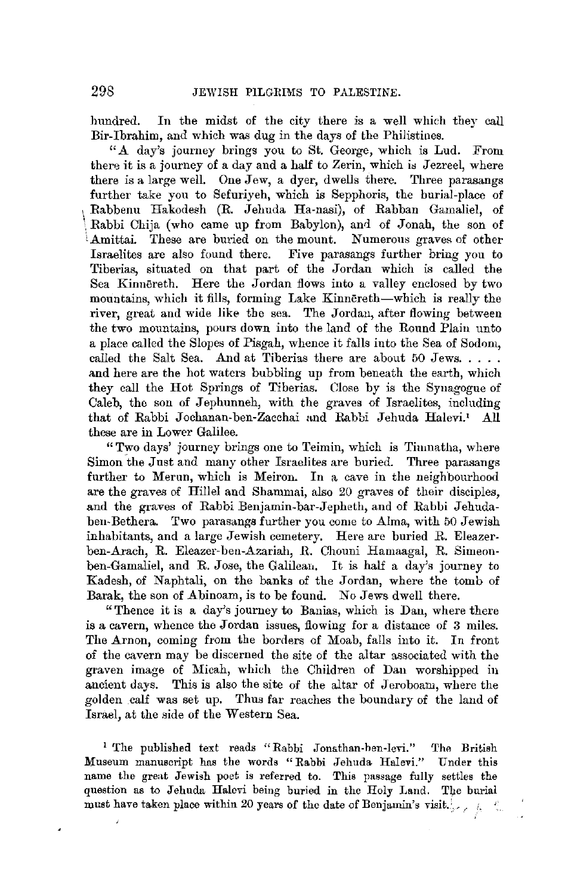hundred. In the midst of the city there is a well which they call Bir-Ibrahim, and which was dug in the days of the Philistines.

"A day's journey brings you to St. George, which is Lud. From there it is a journey of a day and a half to Zerin, which is Jezreel, where there is a large well. One Jew, a dyer, dwells there. Three parasangs further take you to Sefuriyeh, which is Sepphoris, the burial-place of Rabbenu Hakodesh (R. Jehuda Ha-nasi), of Rabban Gamaliel, of Rabbi Chija (who came up from Babylon), and of Jonah, the son of Amittai. These are buried on the mount. Numerous graves of other Israelites are also found there. Five parasangs further bring you to Tiberias, situated on that part of the Jordan which is called the Sea Kinnēreth. Here the Jordan flows into a valley enclosed by two mountains, which it fills, forming Lake Kinnēreth—which is really the river, great and wide like the sea. The Jordan, after flowing between the two mountains, pours down into the land of the Round Plain unto a place called the Slopes of Pisgah, whence it falls into the Sea of Sodom, called the Salt Sea. And at Tiberias there are about 50 Jews. . . . . and here are the hot waters bubbling up from beneath the earth, which they call the Hot Springs of Tiberias. Close by is the Synagogue of Caleb, the son of Jephunneh, with the graves of Israelites, including that of Rabbi Jochanan-ben-Zacchai and Rabbi Jehuda Halevi.[1] All these are in Lower Galilee.

"Two days' journey brings one to Teimin, which is Timnatha, where Simon the Just and many other Israelites are buried. Three parasangs further to Merun, which is Meiron. In a cave in the neighbourhood are the graves of Hillel and Shammai, also 20 graves of their disciples, and the graves of Rabbi Benjamin-bar-Jepheth, and of Rabbi Jehuda-ben-Bethera. Two parasangs further you come to Alma, with 50 Jewish inhabitants, and a large Jewish cemetery. Here are buried R. Eleazer-ben-Arach, R. Eleazer-ben-Azariah, R. Chouni Hamaagal, R. Simeon-ben-Gamaliel, and R. Jose, the Galilean. It is half a day's journey to Kadesh, of Naphtali, on the banks of the Jordan, where the tomb of Barak, the son of Abinoam, is to be found. No Jews dwell there.

"Thence it is a day's journey to Banias, which is Dan, where there is a cavern, whence the Jordan issues, flowing for a distance of 3 miles. The Arnon, coming from the borders of Moab, falls into it. In front of the cavern may be discerned the site of the altar associated with the graven image of Micah, which the Children of Dan worshipped in ancient days. This is also the site of the altar of Jeroboam, where the golden calf was set up. Thus far reaches the boundary of the land of Israel, at the side of the Western Sea.

[1] The published text reads "Rabbi Jonathan-ben-levi." The British Museum manuscript has the words "Rabbi Jehuda Halevi." Under this name the great Jewish poet is referred to. This passage fully settles the question as to Jehuda Halevi being buried in the Holy Land. The burial must have taken place within 20 years of the date of Benjamin's visit.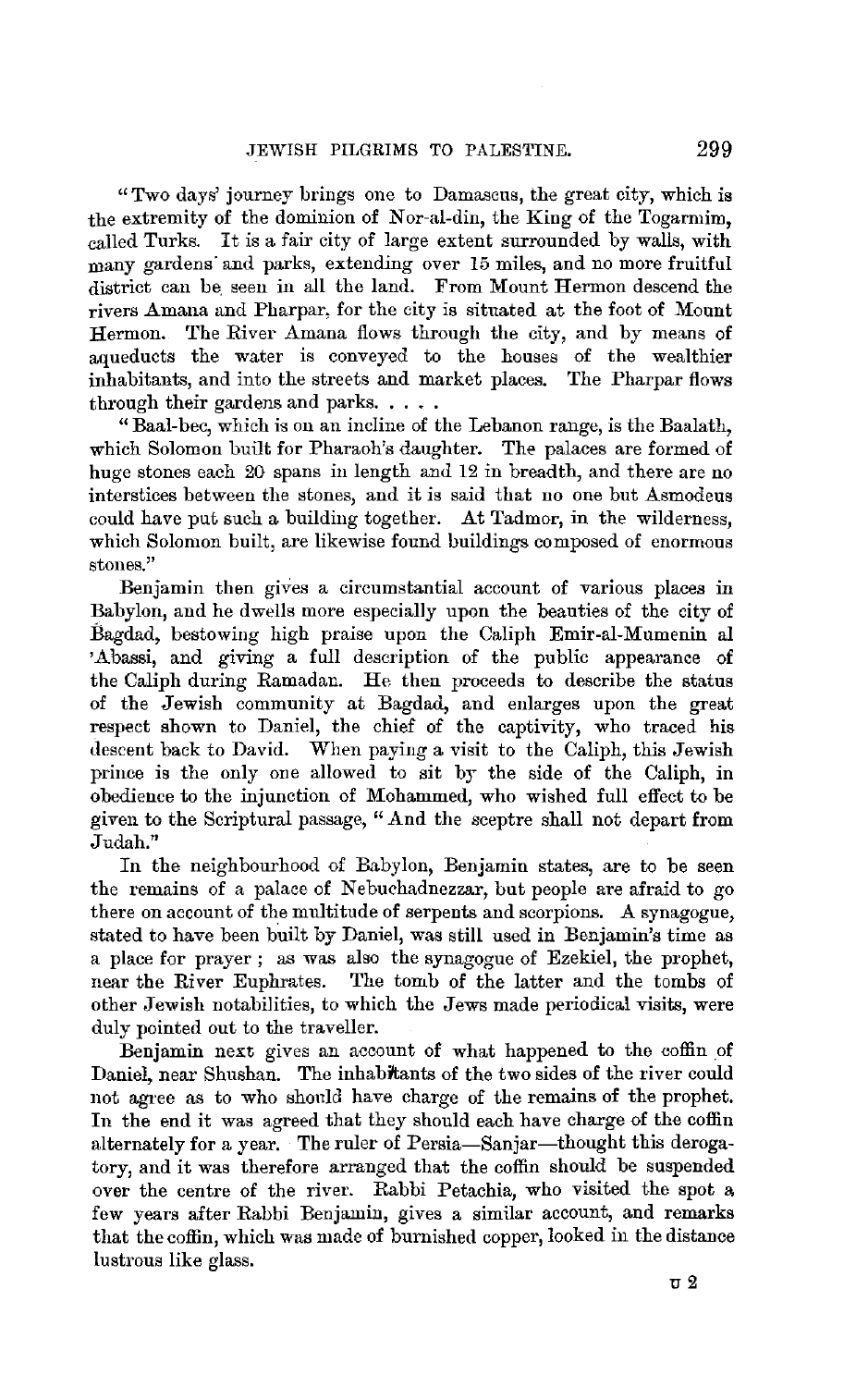"Two days' journey brings one to Damascus, the great city, which is the extremity of the dominion of Nor-al-din, the King of the Togarmim, called Turks. It is a fair city of large extent surrounded by walls, with many gardens and parks, extending over 15 miles, and no more fruitful district can be seen in all the land. From Mount Hermon descend the rivers Amana and Pharpar, for the city is situated at the foot of Mount Hermon. The River Amana flows through the city, and by means of aqueducts the water is conveyed to the houses of the wealthier inhabitants, and into the streets and market places. The Pharpar flows through their gardens and parks. . . . .

"Baal-bec, which is on an incline of the Lebanon range, is the Baalath, which Solomon built for Pharaoh's daughter. The palaces are formed of huge stones each 20 spans in length and 12 in breadth, and there are no interstices between the stones, and it is said that no one but Asmodeus could have put such a building together. At Tadmor, in the wilderness, which Solomon built, are likewise found buildings composed of enormous stones."

Benjamin then gives a circumstantial account of various places in Babylon, and he dwells more especially upon the beauties of the city of Bagdad, bestowing high praise upon the Caliph Emir-al-Mumenin al 'Abassi, and giving a full description of the public appearance of the Caliph during Ramadan. He then proceeds to describe the status of the Jewish community at Bagdad, and enlarges upon the great respect shown to Daniel, the chief of the captivity, who traced his descent back to David. When paying a visit to the Caliph, this Jewish prince is the only one allowed to sit by the side of the Caliph, in obedience to the injunction of Mohammed, who wished full effect to be given to the Scriptural passage, "And the sceptre shall not depart from Judah."

In the neighbourhood of Babylon, Benjamin states, are to be seen the remains of a palace of Nebuchadnezzar, but people are afraid to go there on account of the multitude of serpents and scorpions. A synagogue, stated to have been built by Daniel, was still used in Benjamin's time as a place for prayer; as was also the synagogue of Ezekiel, the prophet, near the River Euphrates. The tomb of the latter and the tombs of other Jewish notabilities, to which the Jews made periodical visits, were duly pointed out to the traveller.

Benjamin next gives an account of what happened to the coffin of Daniel, near Shushan. The inhabitants of the two sides of the river could not agree as to who should have charge of the remains of the prophet. In the end it was agreed that they should each have charge of the coffin alternately for a year. The ruler of Persia—Sanjar—thought this derogatory, and it was therefore arranged that the coffin should be suspended over the centre of the river. Rabbi Petachia, who visited the spot a few years after Rabbi Benjamin, gives a similar account, and remarks that the coffin, which was made of burnished copper, looked in the distance lustrous like glass.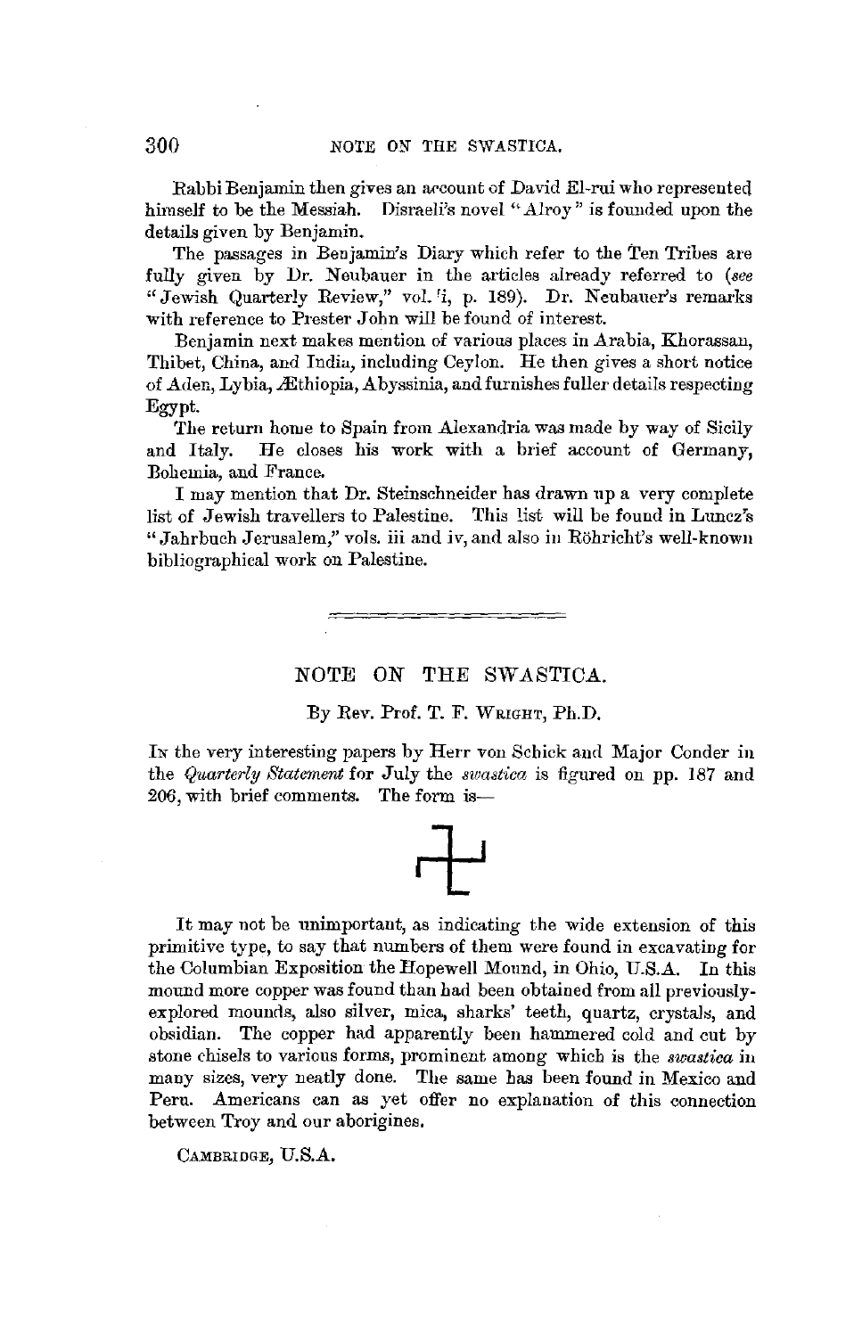Rabbi Benjamin then gives an account of David El-rui who represented himself to be the Messiah. Disraeli's novel "Alroy" is founded upon the details given by Benjamin.

The passages in Benjamin's Diary which refer to the Ten Tribes are fully given by Dr. Neubauer in the articles already referred to (*see* "Jewish Quarterly Review," vol. i, p. 189). Dr. Neubauer's remarks with reference to Prester John will be found of interest.

Benjamin next makes mention of various places in Arabia, Khorassan, Thibet, China, and India, including Ceylon. He then gives a short notice of Aden, Lybia, Æthiopia, Abyssinia, and furnishes fuller details respecting Egypt.

The return home to Spain from Alexandria was made by way of Sicily and Italy. He closes his work with a brief account of Germany, Bohemia, and France.

I may mention that Dr. Steinschneider has drawn up a very complete list of Jewish travellers to Palestine. This list will be found in Luncz's "Jahrbuch Jerusalem," vols. iii and iv, and also in Röhricht's well-known bibliographical work on Palestine.

---

## NOTE ON THE SWASTICA.

By Rev. Prof. T. F. Wright, Ph.D.

In the very interesting papers by Herr von Schick and Major Conder in the *Quarterly Statement* for July the *swastica* is figured on pp. 187 and 206, with brief comments. The form is—

It may not be unimportant, as indicating the wide extension of this primitive type, to say that numbers of them were found in excavating for the Columbian Exposition the Hopewell Mound, in Ohio, U.S.A. In this mound more copper was found than had been obtained from all previously-explored mounds, also silver, mica, sharks' teeth, quartz, crystals, and obsidian. The copper had apparently been hammered cold and cut by stone chisels to various forms, prominent among which is the *swastica* in many sizes, very neatly done. The same has been found in Mexico and Peru. Americans can as yet offer no explanation of this connection between Troy and our aborigines.

Cambridge, U.S.A.